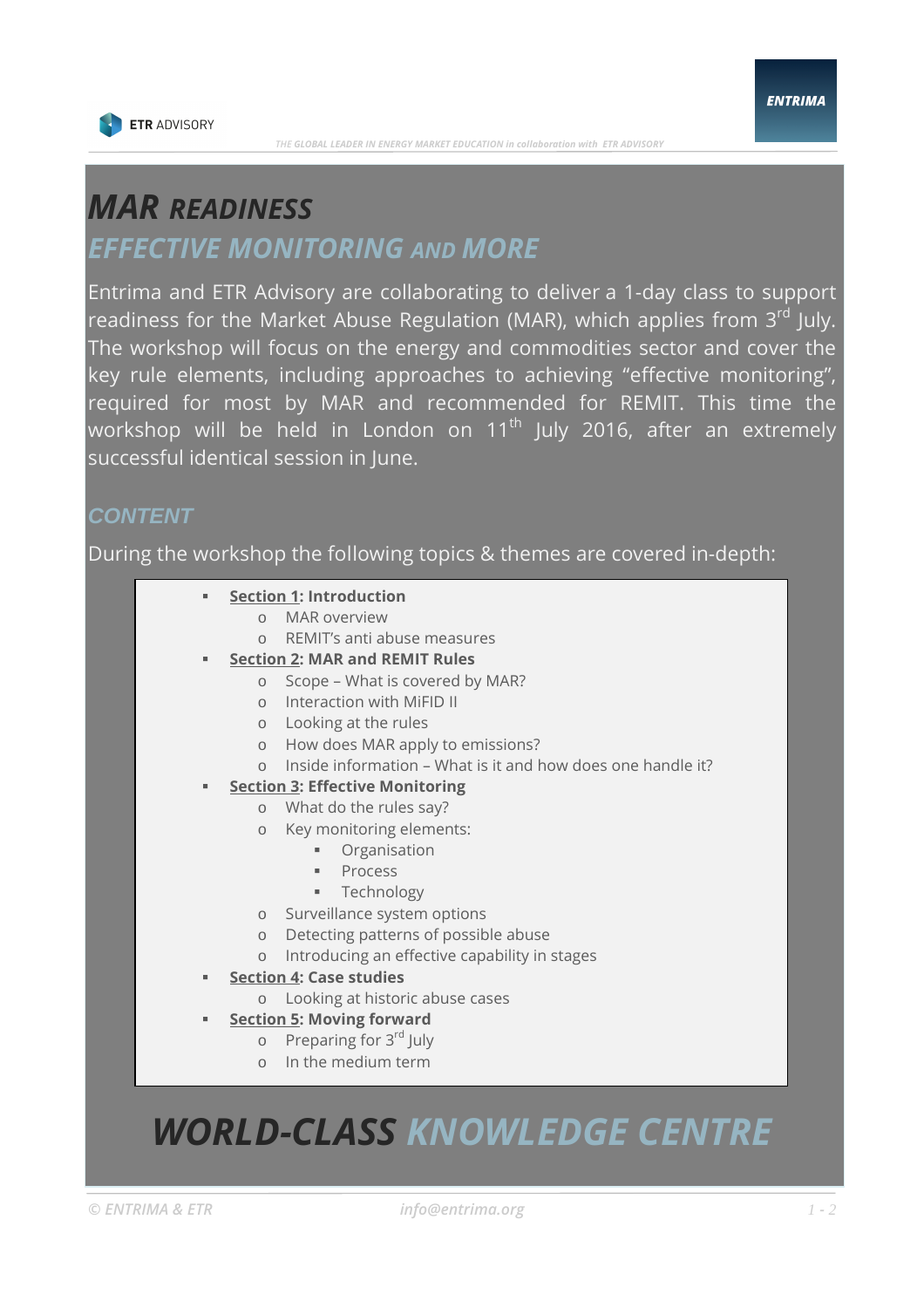# MAR READINESS

## EFFECTIVE MONITORING AND MORE

Entrima and ETR Advisory are collaborating to deliver a 1-day class to support readiness for the Market Abuse Regulation (MAR), which applies from 3rd July. The workshop will focus on the energy and commodities sector and cover the key rule elements, including approaches to achieving "effective monitoring", required for most by MAR and recommended for REMIT. This time the workshop will be held in London on 11th July 2016, after an extremely successful identical session in June.

## CONTENT

During the workshop the following topics & themes are covered in-depth:

- **Section 1: Introduction**
  - MAR overview
  - REMIT's anti abuse measures
- **Section 2: MAR and REMIT Rules**
  - Scope – What is covered by MAR?
  - Interaction with MiFID II
  - Looking at the rules
  - How does MAR apply to emissions?
  - Inside information – What is it and how does one handle it?
- **Section 3: Effective Monitoring**
  - What do the rules say?
  - Key monitoring elements:
    - Organisation
    - Process
    - Technology
  - Surveillance system options
  - Detecting patterns of possible abuse
  - Introducing an effective capability in stages
- **Section 4: Case studies**
  - Looking at historic abuse cases
- **Section 5: Moving forward**
  - Preparing for 3rd July
  - In the medium term

## WORLD-CLASS KNOWLEDGE CENTRE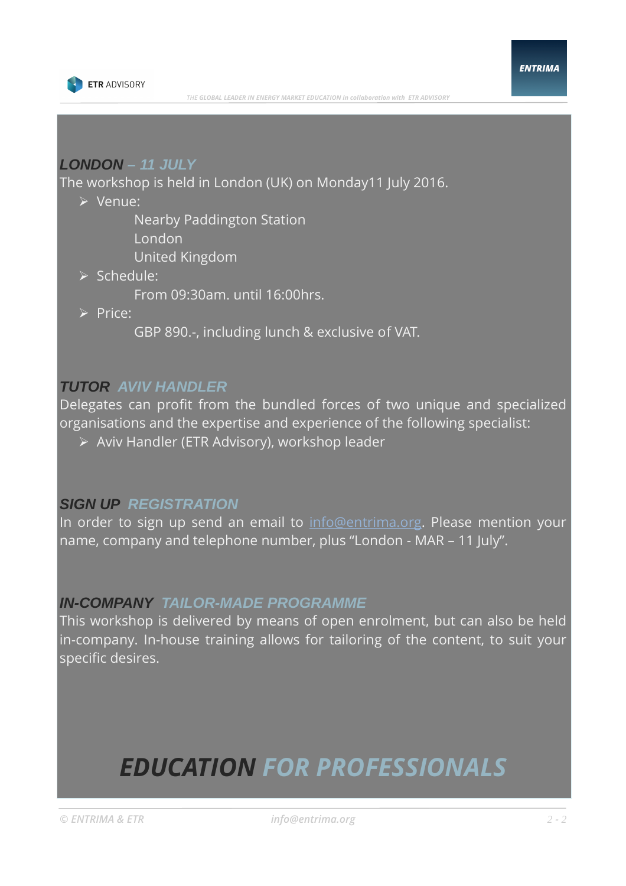## LONDON – 11 JULY

The workshop is held in London (UK) on Monday11 July 2016.

- Venue:

  Nearby Paddington Station
  London
  United Kingdom

- Schedule:

  From 09:30am. until 16:00hrs.

- Price:

  GBP 890.-, including lunch & exclusive of VAT.

## TUTOR AVIV HANDLER

Delegates can profit from the bundled forces of two unique and specialized organisations and the expertise and experience of the following specialist:

- Aviv Handler (ETR Advisory), workshop leader

## SIGN UP REGISTRATION

In order to sign up send an email to info@entrima.org. Please mention your name, company and telephone number, plus "London - MAR – 11 July".

## IN-COMPANY TAILOR-MADE PROGRAMME

This workshop is delivered by means of open enrolment, but can also be held in-company. In-house training allows for tailoring of the content, to suit your specific desires.

# EDUCATION FOR PROFESSIONALS